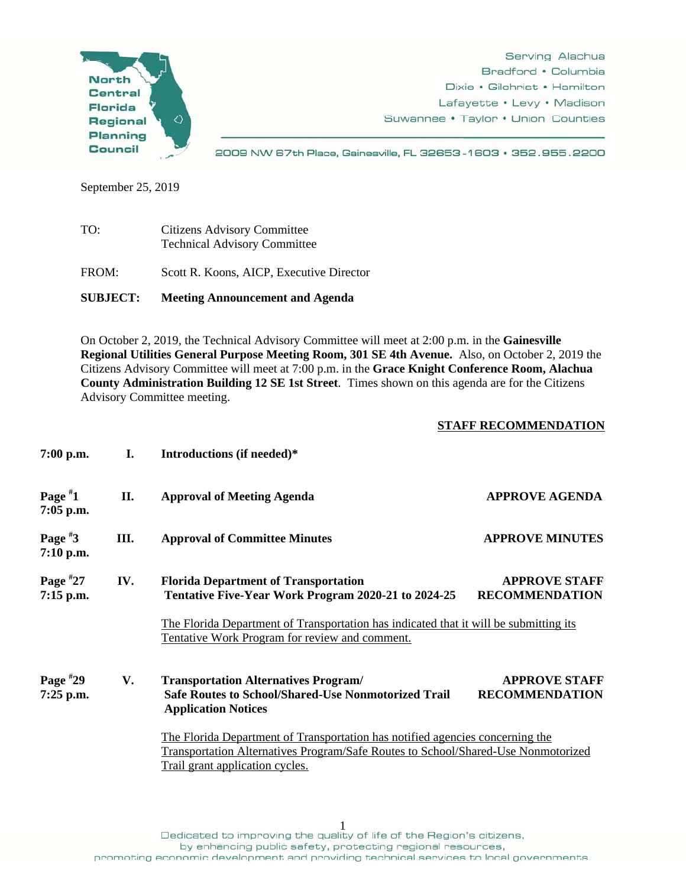North Central Florida Regional Planning Council

Serving Alachua
Bradford • Columbia
Dixie • Gilchrist • Hamilton
Lafayette • Levy • Madison
Suwannee • Taylor • Union Counties

2009 NW 67th Place, Gainesville, FL 32653-1603 • 352.955.2200

September 25, 2019

TO: Citizens Advisory Committee
Technical Advisory Committee

FROM: Scott R. Koons, AICP, Executive Director

**SUBJECT: Meeting Announcement and Agenda**

On October 2, 2019, the Technical Advisory Committee will meet at 2:00 p.m. in the **Gainesville Regional Utilities General Purpose Meeting Room, 301 SE 4th Avenue.** Also, on October 2, 2019 the Citizens Advisory Committee will meet at 7:00 p.m. in the **Grace Knight Conference Room, Alachua County Administration Building 12 SE 1st Street**. Times shown on this agenda are for the Citizens Advisory Committee meeting.

| | | | **STAFF RECOMMENDATION** |
|---|---|---|---|
| **7:00 p.m.** | **I.** | **Introductions (if needed)*** | |
| **Page #1 7:05 p.m.** | **II.** | **Approval of Meeting Agenda** | **APPROVE AGENDA** |
| **Page #3 7:10 p.m.** | **III.** | **Approval of Committee Minutes** | **APPROVE MINUTES** |
| **Page #27 7:15 p.m.** | **IV.** | **Florida Department of Transportation Tentative Five-Year Work Program 2020-21 to 2024-25**<br><br>The Florida Department of Transportation has indicated that it will be submitting its Tentative Work Program for review and comment. | **APPROVE STAFF RECOMMENDATION** |
| **Page #29 7:25 p.m.** | **V.** | **Transportation Alternatives Program/ Safe Routes to School/Shared-Use Nonmotorized Trail Application Notices**<br><br>The Florida Department of Transportation has notified agencies concerning the Transportation Alternatives Program/Safe Routes to School/Shared-Use Nonmotorized Trail grant application cycles. | **APPROVE STAFF RECOMMENDATION** |

Dedicated to improving the quality of life of the Region's citizens,
by enhancing public safety, protecting regional resources,
promoting economic development and providing technical services to local governments.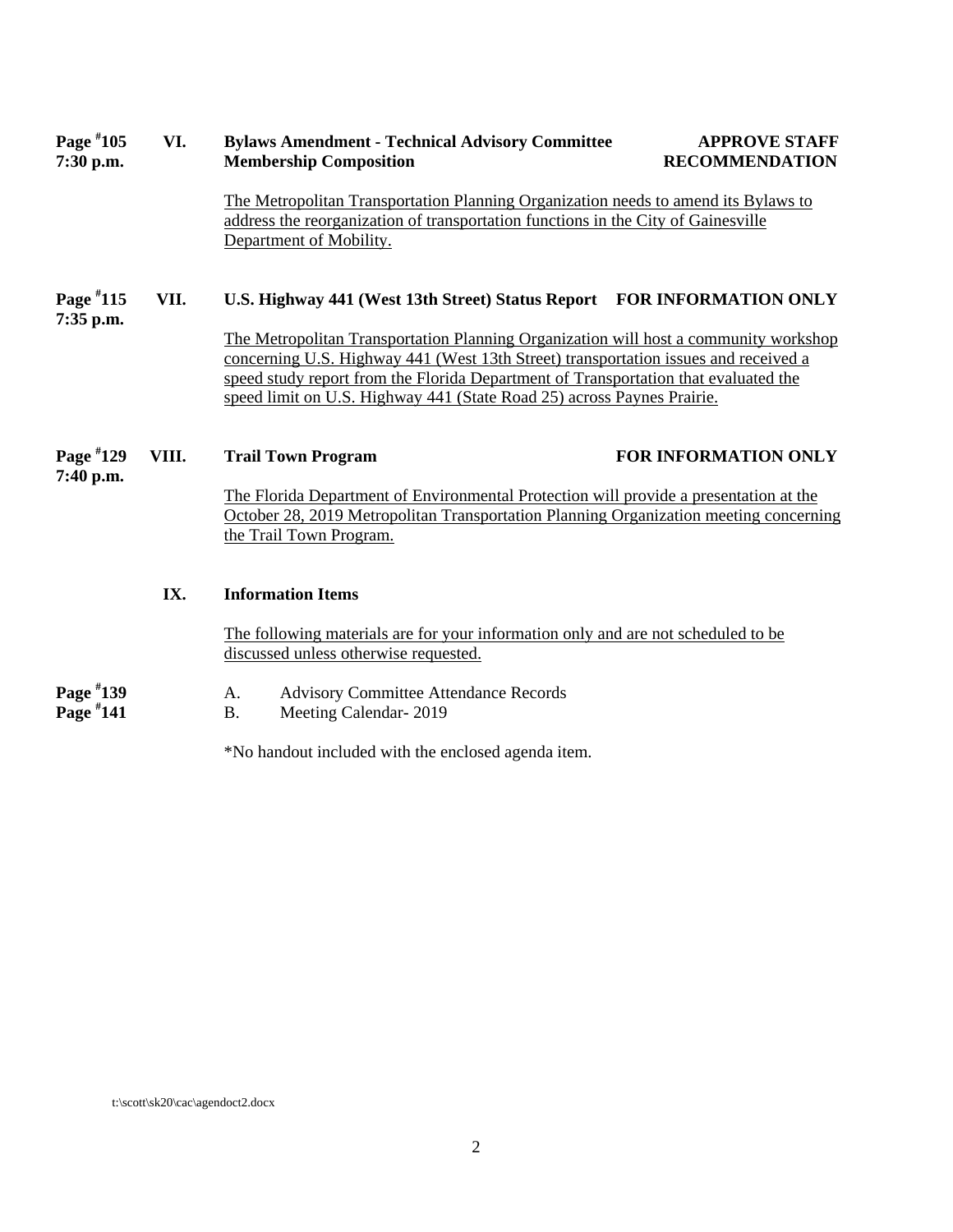**Page #105** **VI.** **Bylaws Amendment - Technical Advisory Committee Membership Composition** **APPROVE STAFF RECOMMENDATION**
**7:30 p.m.**

The Metropolitan Transportation Planning Organization needs to amend its Bylaws to address the reorganization of transportation functions in the City of Gainesville Department of Mobility.

**Page #115** **VII.** **U.S. Highway 441 (West 13th Street) Status Report** **FOR INFORMATION ONLY**
**7:35 p.m.**

The Metropolitan Transportation Planning Organization will host a community workshop concerning U.S. Highway 441 (West 13th Street) transportation issues and received a speed study report from the Florida Department of Transportation that evaluated the speed limit on U.S. Highway 441 (State Road 25) across Paynes Prairie.

**Page #129** **VIII.** **Trail Town Program** **FOR INFORMATION ONLY**
**7:40 p.m.**

The Florida Department of Environmental Protection will provide a presentation at the October 28, 2019 Metropolitan Transportation Planning Organization meeting concerning the Trail Town Program.

**IX.** **Information Items**

The following materials are for your information only and are not scheduled to be discussed unless otherwise requested.

**Page #139** A. Advisory Committee Attendance Records
**Page #141** B. Meeting Calendar- 2019

*No handout included with the enclosed agenda item.

t:\scott\sk20\cac\agendoct2.docx